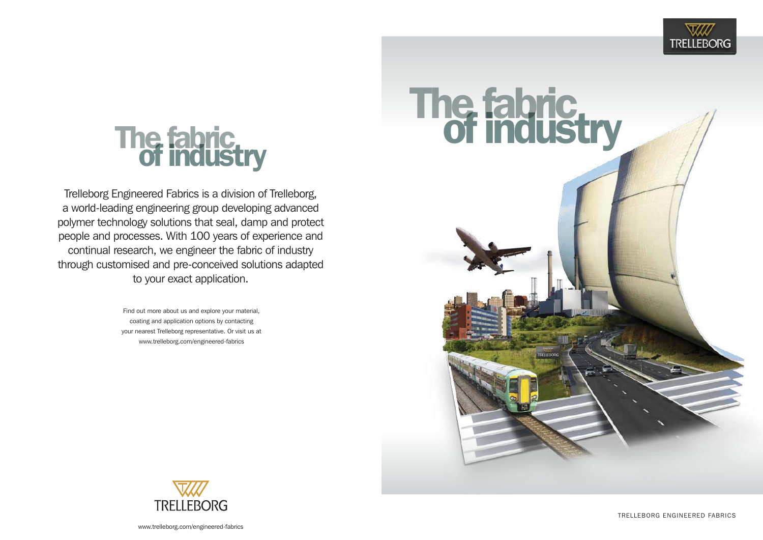# The fabric of industry

Trelleborg Engineered Fabrics is a division of Trelleborg, a world-leading engineering group developing advanced polymer technology solutions that seal, damp and protect people and processes. With 100 years of experience and continual research, we engineer the fabric of industry through customised and pre-conceived solutions adapted to your exact application.

Find out more about us and explore your material, coating and application options by contacting your nearest Trelleborg representative. Or visit us at www.trelleborg.com/engineered-fabrics

TRELLEBORG

www.trelleborg.com/engineered-fabrics

TRELLEBORG

# The fabric of industry

TRELLEBORG ENGINEERED FABRICS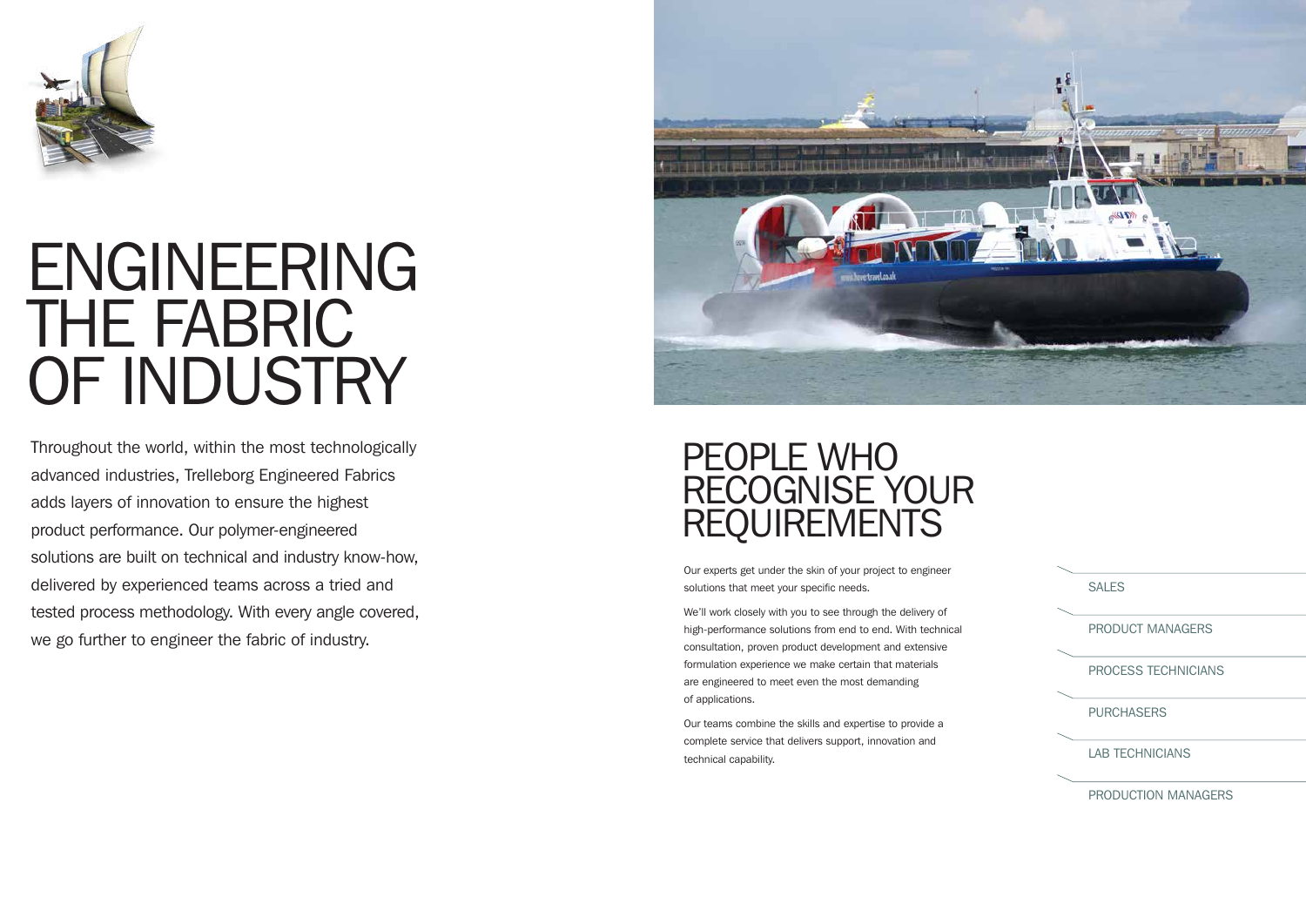# ENGINEERING THE FABRIC OF INDUSTRY

Throughout the world, within the most technologically advanced industries, Trelleborg Engineered Fabrics adds layers of innovation to ensure the highest product performance. Our polymer-engineered solutions are built on technical and industry know-how, delivered by experienced teams across a tried and tested process methodology. With every angle covered, we go further to engineer the fabric of industry.

## PEOPLE WHO RECOGNISE YOUR REQUIREMENTS

Our experts get under the skin of your project to engineer solutions that meet your specific needs.

We'll work closely with you to see through the delivery of high-performance solutions from end to end. With technical consultation, proven product development and extensive formulation experience we make certain that materials are engineered to meet even the most demanding of applications.

Our teams combine the skills and expertise to provide a complete service that delivers support, innovation and technical capability.

- SALES
- PRODUCT MANAGERS
- PROCESS TECHNICIANS
- PURCHASERS
- LAB TECHNICIANS
- PRODUCTION MANAGERS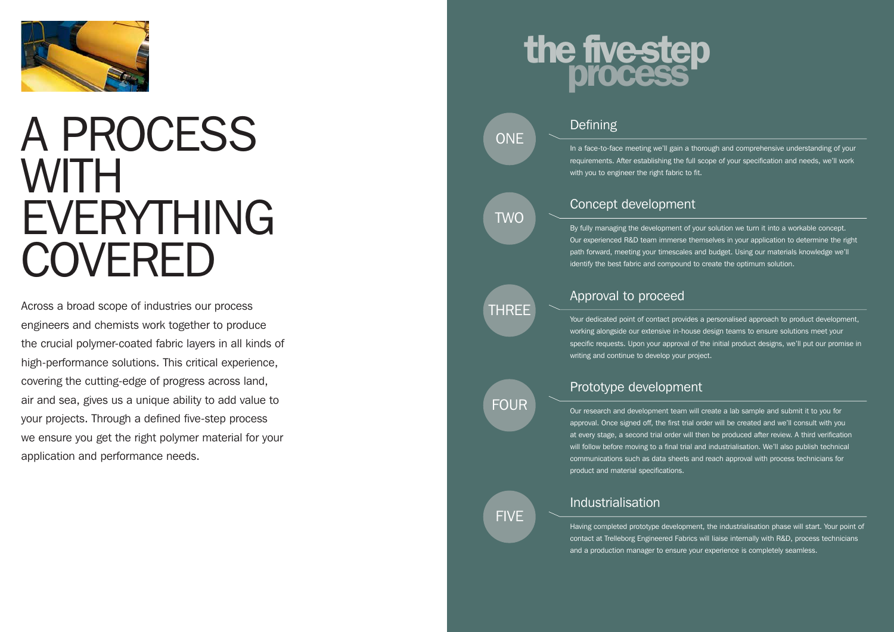# A PROCESS WITH EVERYTHING COVERED

Across a broad scope of industries our process engineers and chemists work together to produce the crucial polymer-coated fabric layers in all kinds of high-performance solutions. This critical experience, covering the cutting-edge of progress across land, air and sea, gives us a unique ability to add value to your projects. Through a defined five-step process we ensure you get the right polymer material for your application and performance needs.

# the five-step process

## ONE

### Defining

In a face-to-face meeting we'll gain a thorough and comprehensive understanding of your requirements. After establishing the full scope of your specification and needs, we'll work with you to engineer the right fabric to fit.

## TWO

### Concept development

By fully managing the development of your solution we turn it into a workable concept. Our experienced R&D team immerse themselves in your application to determine the right path forward, meeting your timescales and budget. Using our materials knowledge we'll identify the best fabric and compound to create the optimum solution.

## THREE

### Approval to proceed

Your dedicated point of contact provides a personalised approach to product development, working alongside our extensive in-house design teams to ensure solutions meet your specific requests. Upon your approval of the initial product designs, we'll put our promise in writing and continue to develop your project.

## FOUR

### Prototype development

Our research and development team will create a lab sample and submit it to you for approval. Once signed off, the first trial order will be created and we'll consult with you at every stage, a second trial order will then be produced after review. A third verification will follow before moving to a final trial and industrialisation. We'll also publish technical communications such as data sheets and reach approval with process technicians for product and material specifications.

## FIVE

### Industrialisation

Having completed prototype development, the industrialisation phase will start. Your point of contact at Trelleborg Engineered Fabrics will liaise internally with R&D, process technicians and a production manager to ensure your experience is completely seamless.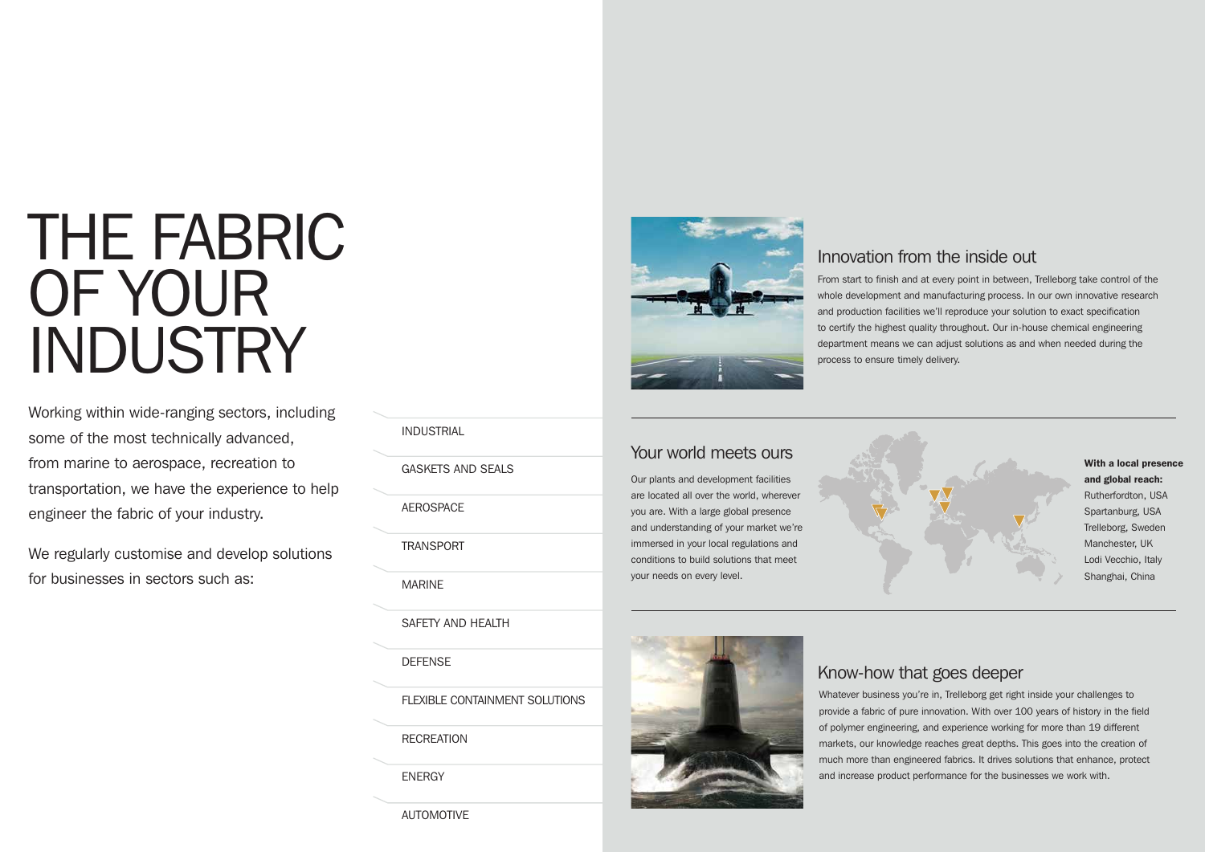# THE FABRIC OF YOUR INDUSTRY

Working within wide-ranging sectors, including some of the most technically advanced, from marine to aerospace, recreation to transportation, we have the experience to help engineer the fabric of your industry.

We regularly customise and develop solutions for businesses in sectors such as:

- INDUSTRIAL
- GASKETS AND SEALS
- AEROSPACE
- TRANSPORT
- MARINE
- SAFETY AND HEALTH
- DEFENSE
- FLEXIBLE CONTAINMENT SOLUTIONS
- RECREATION
- ENERGY
- AUTOMOTIVE

## Innovation from the inside out

From start to finish and at every point in between, Trelleborg take control of the whole development and manufacturing process. In our own innovative research and production facilities we'll reproduce your solution to exact specification to certify the highest quality throughout. Our in-house chemical engineering department means we can adjust solutions as and when needed during the process to ensure timely delivery.

## Your world meets ours

Our plants and development facilities are located all over the world, wherever you are. With a large global presence and understanding of your market we're immersed in your local regulations and conditions to build solutions that meet your needs on every level.

**With a local presence and global reach:**
Rutherfordton, USA
Spartanburg, USA
Trelleborg, Sweden
Manchester, UK
Lodi Vecchio, Italy
Shanghai, China

## Know-how that goes deeper

Whatever business you're in, Trelleborg get right inside your challenges to provide a fabric of pure innovation. With over 100 years of history in the field of polymer engineering, and experience working for more than 19 different markets, our knowledge reaches great depths. This goes into the creation of much more than engineered fabrics. It drives solutions that enhance, protect and increase product performance for the businesses we work with.